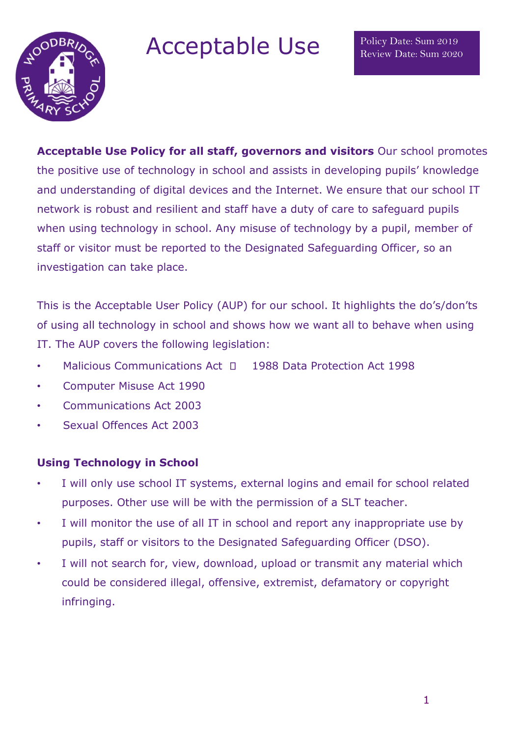# Acceptable Use

Policy Date: Sum 2019
Review Date: Sum 2020

**Acceptable Use Policy for all staff, governors and visitors** Our school promotes the positive use of technology in school and assists in developing pupils' knowledge and understanding of digital devices and the Internet. We ensure that our school IT network is robust and resilient and staff have a duty of care to safeguard pupils when using technology in school. Any misuse of technology by a pupil, member of staff or visitor must be reported to the Designated Safeguarding Officer, so an investigation can take place.

This is the Acceptable User Policy (AUP) for our school. It highlights the do's/don'ts of using all technology in school and shows how we want all to behave when using IT. The AUP covers the following legislation:

- Malicious Communications Act  1988 Data Protection Act 1998
- Computer Misuse Act 1990
- Communications Act 2003
- Sexual Offences Act 2003

### Using Technology in School

- I will only use school IT systems, external logins and email for school related purposes. Other use will be with the permission of a SLT teacher.
- I will monitor the use of all IT in school and report any inappropriate use by pupils, staff or visitors to the Designated Safeguarding Officer (DSO).
- I will not search for, view, download, upload or transmit any material which could be considered illegal, offensive, extremist, defamatory or copyright infringing.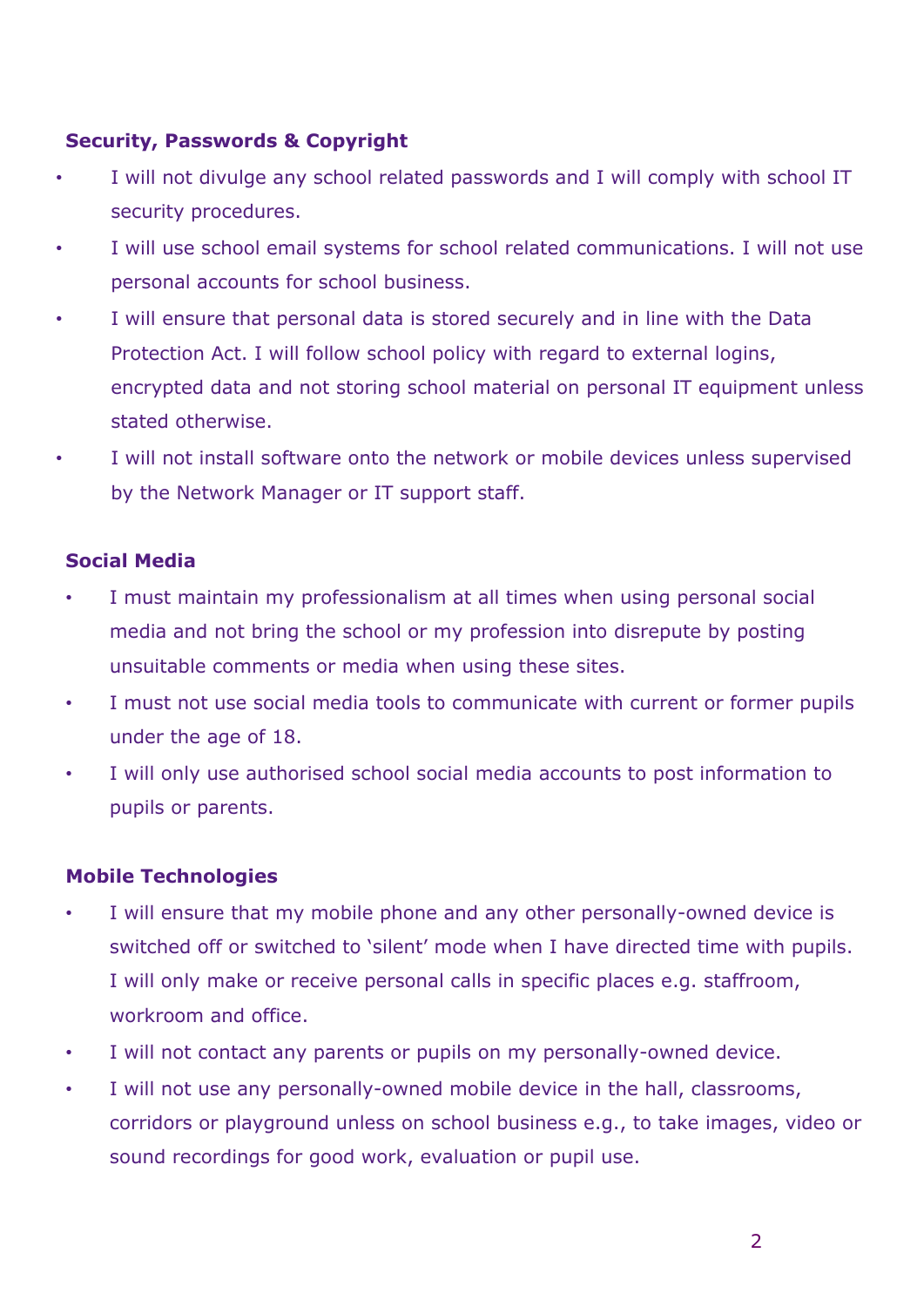**Security, Passwords & Copyright**

- I will not divulge any school related passwords and I will comply with school IT security procedures.
- I will use school email systems for school related communications. I will not use personal accounts for school business.
- I will ensure that personal data is stored securely and in line with the Data Protection Act. I will follow school policy with regard to external logins, encrypted data and not storing school material on personal IT equipment unless stated otherwise.
- I will not install software onto the network or mobile devices unless supervised by the Network Manager or IT support staff.

**Social Media**

- I must maintain my professionalism at all times when using personal social media and not bring the school or my profession into disrepute by posting unsuitable comments or media when using these sites.
- I must not use social media tools to communicate with current or former pupils under the age of 18.
- I will only use authorised school social media accounts to post information to pupils or parents.

**Mobile Technologies**

- I will ensure that my mobile phone and any other personally-owned device is switched off or switched to 'silent' mode when I have directed time with pupils. I will only make or receive personal calls in specific places e.g. staffroom, workroom and office.
- I will not contact any parents or pupils on my personally-owned device.
- I will not use any personally-owned mobile device in the hall, classrooms, corridors or playground unless on school business e.g., to take images, video or sound recordings for good work, evaluation or pupil use.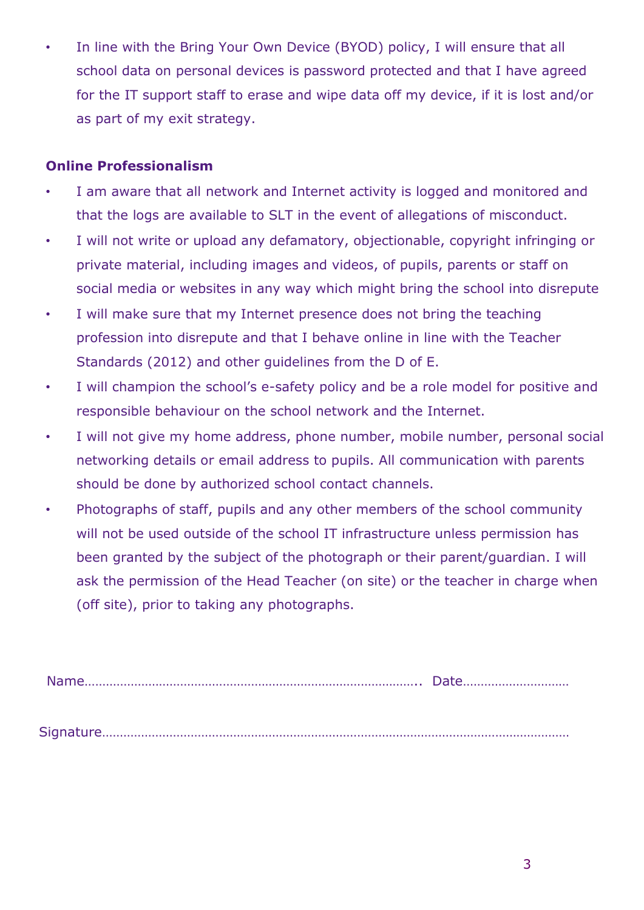- In line with the Bring Your Own Device (BYOD) policy, I will ensure that all school data on personal devices is password protected and that I have agreed for the IT support staff to erase and wipe data off my device, if it is lost and/or as part of my exit strategy.

**Online Professionalism**

- I am aware that all network and Internet activity is logged and monitored and that the logs are available to SLT in the event of allegations of misconduct.
- I will not write or upload any defamatory, objectionable, copyright infringing or private material, including images and videos, of pupils, parents or staff on social media or websites in any way which might bring the school into disrepute
- I will make sure that my Internet presence does not bring the teaching profession into disrepute and that I behave online in line with the Teacher Standards (2012) and other guidelines from the D of E.
- I will champion the school's e-safety policy and be a role model for positive and responsible behaviour on the school network and the Internet.
- I will not give my home address, phone number, mobile number, personal social networking details or email address to pupils. All communication with parents should be done by authorized school contact channels.
- Photographs of staff, pupils and any other members of the school community will not be used outside of the school IT infrastructure unless permission has been granted by the subject of the photograph or their parent/guardian. I will ask the permission of the Head Teacher (on site) or the teacher in charge when (off site), prior to taking any photographs.

Name………………………………………………………………………………….. Date…………………………

Signature……………………………………………………………………………………………………………